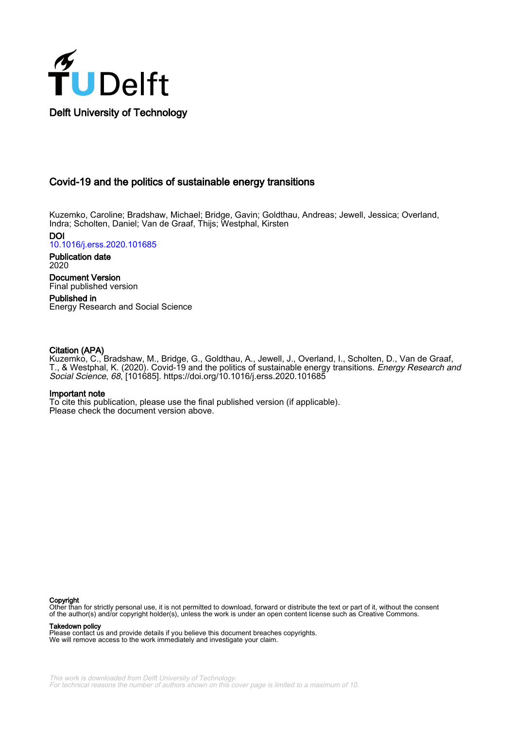Delft University of Technology

# Covid-19 and the politics of sustainable energy transitions

Kuzemko, Caroline; Bradshaw, Michael; Bridge, Gavin; Goldthau, Andreas; Jewell, Jessica; Overland, Indra; Scholten, Daniel; Van de Graaf, Thijs; Westphal, Kirsten

**DOI**
10.1016/j.erss.2020.101685

**Publication date**
2020

**Document Version**
Final published version

**Published in**
Energy Research and Social Science

**Citation (APA)**
Kuzemko, C., Bradshaw, M., Bridge, G., Goldthau, A., Jewell, J., Overland, I., Scholten, D., Van de Graaf, T., & Westphal, K. (2020). Covid-19 and the politics of sustainable energy transitions. *Energy Research and Social Science*, *68*, [101685]. https://doi.org/10.1016/j.erss.2020.101685

**Important note**
To cite this publication, please use the final published version (if applicable).
Please check the document version above.

**Copyright**
Other than for strictly personal use, it is not permitted to download, forward or distribute the text or part of it, without the consent of the author(s) and/or copyright holder(s), unless the work is under an open content license such as Creative Commons.

**Takedown policy**
Please contact us and provide details if you believe this document breaches copyrights.
We will remove access to the work immediately and investigate your claim.

This work is downloaded from Delft University of Technology.
For technical reasons the number of authors shown on this cover page is limited to a maximum of 10.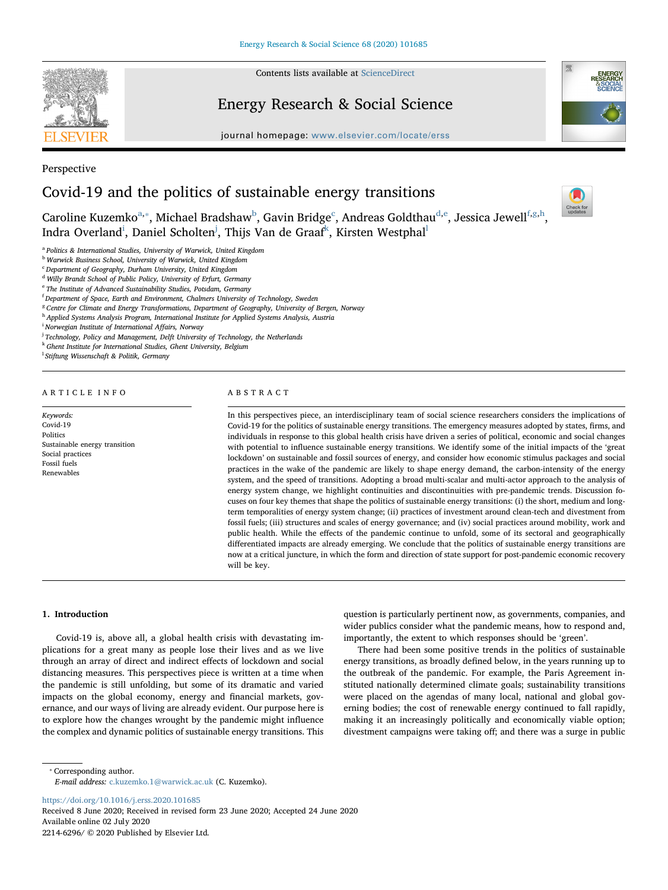Perspective

# Covid-19 and the politics of sustainable energy transitions

Caroline Kuzemko[a,*], Michael Bradshaw[b], Gavin Bridge[c], Andreas Goldthau[d,e], Jessica Jewell[f,g,h], Indra Overland[i], Daniel Scholten[j], Thijs Van de Graaf[k], Kirsten Westphal[l]

[a] Politics & International Studies, University of Warwick, United Kingdom
[b] Warwick Business School, University of Warwick, United Kingdom
[c] Department of Geography, Durham University, United Kingdom
[d] Willy Brandt School of Public Policy, University of Erfurt, Germany
[e] The Institute of Advanced Sustainability Studies, Potsdam, Germany
[f] Department of Space, Earth and Environment, Chalmers University of Technology, Sweden
[g] Centre for Climate and Energy Transformations, Department of Geography, University of Bergen, Norway
[h] Applied Systems Analysis Program, International Institute for Applied Systems Analysis, Austria
[i] Norwegian Institute of International Affairs, Norway
[j] Technology, Policy and Management, Delft University of Technology, the Netherlands
[k] Ghent Institute for International Studies, Ghent University, Belgium
[l] Stiftung Wissenschaft & Politik, Germany

## ARTICLE INFO

*Keywords:*
Covid-19
Politics
Sustainable energy transition
Social practices
Fossil fuels
Renewables

## ABSTRACT

In this perspectives piece, an interdisciplinary team of social science researchers considers the implications of Covid-19 for the politics of sustainable energy transitions. The emergency measures adopted by states, firms, and individuals in response to this global health crisis have driven a series of political, economic and social changes with potential to influence sustainable energy transitions. We identify some of the initial impacts of the 'great lockdown' on sustainable and fossil sources of energy, and consider how economic stimulus packages and social practices in the wake of the pandemic are likely to shape energy demand, the carbon-intensity of the energy system, and the speed of transitions. Adopting a broad multi-scalar and multi-actor approach to the analysis of energy system change, we highlight continuities and discontinuities with pre-pandemic trends. Discussion focuses on four key themes that shape the politics of sustainable energy transitions: (i) the short, medium and long-term temporalities of energy system change; (ii) practices of investment around clean-tech and divestment from fossil fuels; (iii) structures and scales of energy governance; and (iv) social practices around mobility, work and public health. While the effects of the pandemic continue to unfold, some of its sectoral and geographically differentiated impacts are already emerging. We conclude that the politics of sustainable energy transitions are now at a critical juncture, in which the form and direction of state support for post-pandemic economic recovery will be key.

## 1. Introduction

Covid-19 is, above all, a global health crisis with devastating implications for a great many as people lose their lives and as we live through an array of direct and indirect effects of lockdown and social distancing measures. This perspectives piece is written at a time when the pandemic is still unfolding, but some of its dramatic and varied impacts on the global economy, energy and financial markets, governance, and our ways of living are already evident. Our purpose here is to explore how the changes wrought by the pandemic might influence the complex and dynamic politics of sustainable energy transitions. This question is particularly pertinent now, as governments, companies, and wider publics consider what the pandemic means, how to respond and, importantly, the extent to which responses should be 'green'.

There had been some positive trends in the politics of sustainable energy transitions, as broadly defined below, in the years running up to the outbreak of the pandemic. For example, the Paris Agreement instituted nationally determined climate goals; sustainability transitions were placed on the agendas of many local, national and global governing bodies; the cost of renewable energy continued to fall rapidly, making it an increasingly politically and economically viable option; divestment campaigns were taking off; and there was a surge in public

* Corresponding author.
*E-mail address:* c.kuzemko.1@warwick.ac.uk (C. Kuzemko).

https://doi.org/10.1016/j.erss.2020.101685
Received 8 June 2020; Received in revised form 23 June 2020; Accepted 24 June 2020
Available online 02 July 2020
2214-6296/ © 2020 Published by Elsevier Ltd.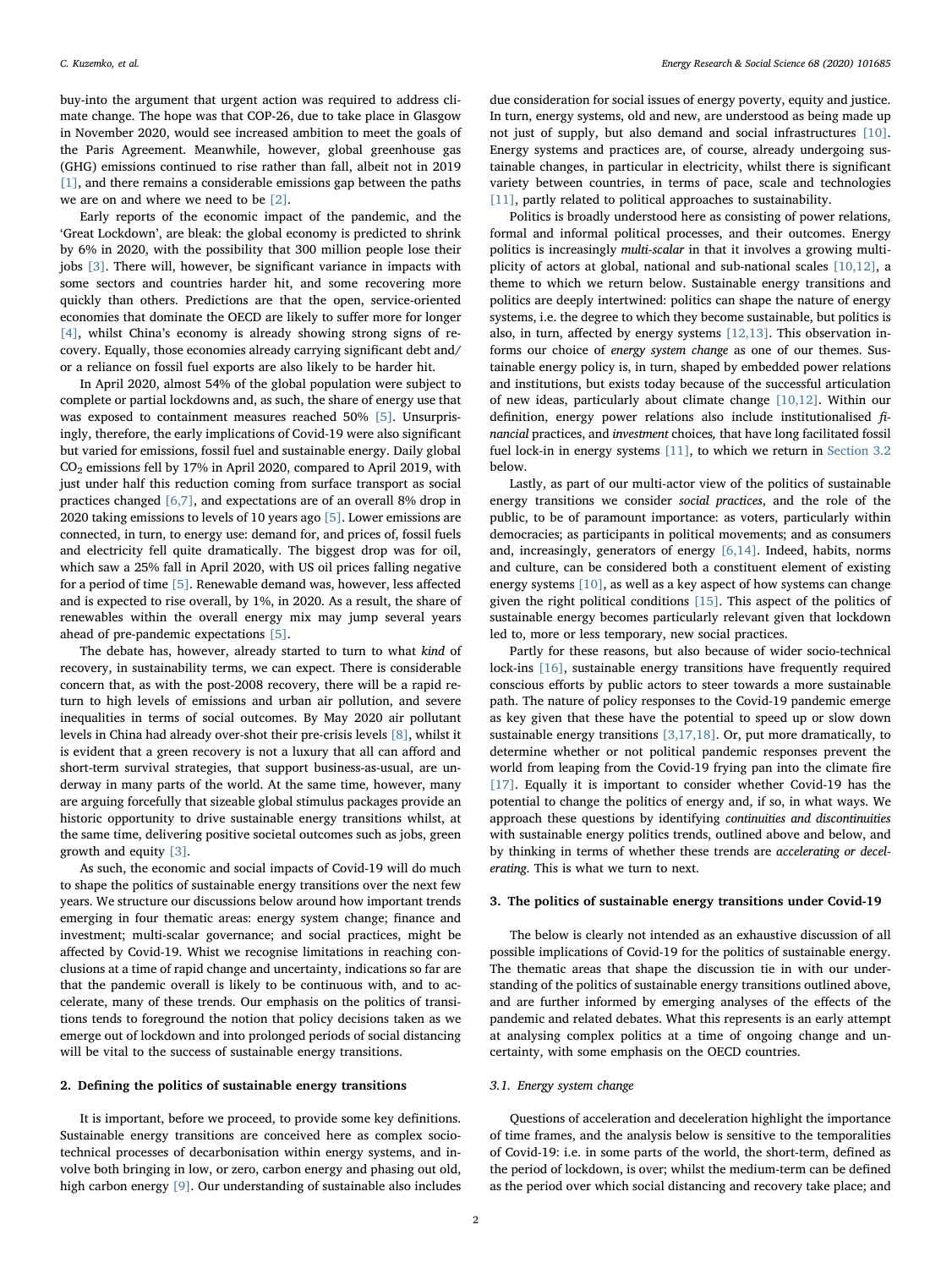buy-into the argument that urgent action was required to address climate change. The hope was that COP-26, due to take place in Glasgow in November 2020, would see increased ambition to meet the goals of the Paris Agreement. Meanwhile, however, global greenhouse gas (GHG) emissions continued to rise rather than fall, albeit not in 2019 [1], and there remains a considerable emissions gap between the paths we are on and where we need to be [2].

Early reports of the economic impact of the pandemic, and the 'Great Lockdown', are bleak: the global economy is predicted to shrink by 6% in 2020, with the possibility that 300 million people lose their jobs [3]. There will, however, be significant variance in impacts with some sectors and countries harder hit, and some recovering more quickly than others. Predictions are that the open, service-oriented economies that dominate the OECD are likely to suffer more for longer [4], whilst China's economy is already showing strong signs of recovery. Equally, those economies already carrying significant debt and/or a reliance on fossil fuel exports are also likely to be harder hit.

In April 2020, almost 54% of the global population were subject to complete or partial lockdowns and, as such, the share of energy use that was exposed to containment measures reached 50% [5]. Unsurprisingly, therefore, the early implications of Covid-19 were also significant but varied for emissions, fossil fuel and sustainable energy. Daily global $CO_2$ emissions fell by 17% in April 2020, compared to April 2019, with just under half this reduction coming from surface transport as social practices changed [6,7], and expectations are of an overall 8% drop in 2020 taking emissions to levels of 10 years ago [5]. Lower emissions are connected, in turn, to energy use: demand for, and prices of, fossil fuels and electricity fell quite dramatically. The biggest drop was for oil, which saw a 25% fall in April 2020, with US oil prices falling negative for a period of time [5]. Renewable demand was, however, less affected and is expected to rise overall, by 1%, in 2020. As a result, the share of renewables within the overall energy mix may jump several years ahead of pre-pandemic expectations [5].

The debate has, however, already started to turn to what *kind* of recovery, in sustainability terms, we can expect. There is considerable concern that, as with the post-2008 recovery, there will be a rapid return to high levels of emissions and urban air pollution, and severe inequalities in terms of social outcomes. By May 2020 air pollutant levels in China had already over-shot their pre-crisis levels [8], whilst it is evident that a green recovery is not a luxury that all can afford and short-term survival strategies, that support business-as-usual, are underway in many parts of the world. At the same time, however, many are arguing forcefully that sizeable global stimulus packages provide an historic opportunity to drive sustainable energy transitions whilst, at the same time, delivering positive societal outcomes such as jobs, green growth and equity [3].

As such, the economic and social impacts of Covid-19 will do much to shape the politics of sustainable energy transitions over the next few years. We structure our discussions below around how important trends emerging in four thematic areas: energy system change; finance and investment; multi-scalar governance; and social practices, might be affected by Covid-19. Whilst we recognise limitations in reaching conclusions at a time of rapid change and uncertainty, indications so far are that the pandemic overall is likely to be continuous with, and to accelerate, many of these trends. Our emphasis on the politics of transitions tends to foreground the notion that policy decisions taken as we emerge out of lockdown and into prolonged periods of social distancing will be vital to the success of sustainable energy transitions.

## 2. Defining the politics of sustainable energy transitions

It is important, before we proceed, to provide some key definitions. Sustainable energy transitions are conceived here as complex socio-technical processes of decarbonisation within energy systems, and involve both bringing in low, or zero, carbon energy and phasing out old, high carbon energy [9]. Our understanding of sustainable also includes due consideration for social issues of energy poverty, equity and justice. In turn, energy systems, old and new, are understood as being made up not just of supply, but also demand and social infrastructures [10]. Energy systems and practices are, of course, already undergoing sustainable changes, in particular in electricity, whilst there is significant variety between countries, in terms of pace, scale and technologies [11], partly related to political approaches to sustainability.

Politics is broadly understood here as consisting of power relations, formal and informal political processes, and their outcomes. Energy politics is increasingly *multi-scalar* in that it involves a growing multiplicity of actors at global, national and sub-national scales [10,12], a theme to which we return below. Sustainable energy transitions and politics are deeply intertwined: politics can shape the nature of energy systems, i.e. the degree to which they become sustainable, but politics is also, in turn, affected by energy systems [12,13]. This observation informs our choice of *energy system change* as one of our themes. Sustainable energy policy is, in turn, shaped by embedded power relations and institutions, but exists today because of the successful articulation of new ideas, particularly about climate change [10,12]. Within our definition, energy power relations also include institutionalised *financial* practices, and *investment* choices, that have long facilitated fossil fuel lock-in in energy systems [11], to which we return in Section 3.2 below.

Lastly, as part of our multi-actor view of the politics of sustainable energy transitions we consider *social practices*, and the role of the public, to be of paramount importance: as voters, particularly within democracies; as participants in political movements; and as consumers and, increasingly, generators of energy [6,14]. Indeed, habits, norms and culture, can be considered both a constituent element of existing energy systems [10], as well as a key aspect of how systems can change given the right political conditions [15]. This aspect of the politics of sustainable energy becomes particularly relevant given that lockdown led to, more or less temporary, new social practices.

Partly for these reasons, but also because of wider socio-technical lock-ins [16], sustainable energy transitions have frequently required conscious efforts by public actors to steer towards a more sustainable path. The nature of policy responses to the Covid-19 pandemic emerge as key given that these have the potential to speed up or slow down sustainable energy transitions [3,17,18]. Or, put more dramatically, to determine whether or not political pandemic responses prevent the world from leaping from the Covid-19 frying pan into the climate fire [17]. Equally it is important to consider whether Covid-19 has the potential to change the politics of energy and, if so, in what ways. We approach these questions by identifying *continuities and discontinuities* with sustainable energy politics trends, outlined above and below, and by thinking in terms of whether these trends are *accelerating or decelerating*. This is what we turn to next.

## 3. The politics of sustainable energy transitions under Covid-19

The below is clearly not intended as an exhaustive discussion of all possible implications of Covid-19 for the politics of sustainable energy. The thematic areas that shape the discussion tie in with our understanding of the politics of sustainable energy transitions outlined above, and are further informed by emerging analyses of the effects of the pandemic and related debates. What this represents is an early attempt at analysing complex politics at a time of ongoing change and uncertainty, with some emphasis on the OECD countries.

### 3.1. Energy system change

Questions of acceleration and deceleration highlight the importance of time frames, and the analysis below is sensitive to the temporalities of Covid-19: i.e. in some parts of the world, the short-term, defined as the period of lockdown, is over; whilst the medium-term can be defined as the period over which social distancing and recovery take place; and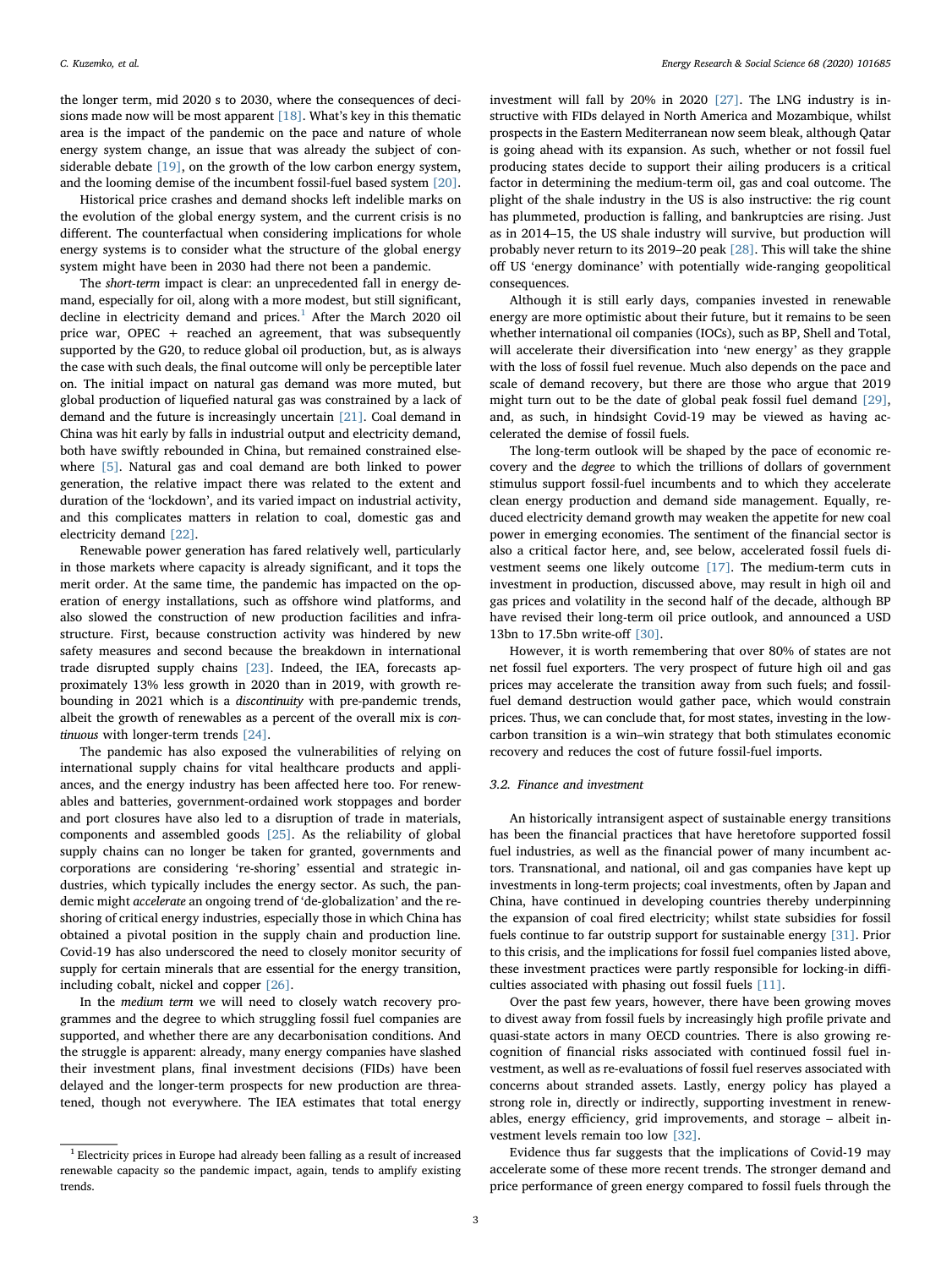the longer term, mid 2020 s to 2030, where the consequences of decisions made now will be most apparent [18]. What's key in this thematic area is the impact of the pandemic on the pace and nature of whole energy system change, an issue that was already the subject of considerable debate [19], on the growth of the low carbon energy system, and the looming demise of the incumbent fossil-fuel based system [20].

Historical price crashes and demand shocks left indelible marks on the evolution of the global energy system, and the current crisis is no different. The counterfactual when considering implications for whole energy systems is to consider what the structure of the global energy system might have been in 2030 had there not been a pandemic.

The *short-term* impact is clear: an unprecedented fall in energy demand, especially for oil, along with a more modest, but still significant, decline in electricity demand and prices.[1] After the March 2020 oil price war, OPEC + reached an agreement, that was subsequently supported by the G20, to reduce global oil production, but, as is always the case with such deals, the final outcome will only be perceptible later on. The initial impact on natural gas demand was more muted, but global production of liquefied natural gas was constrained by a lack of demand and the future is increasingly uncertain [21]. Coal demand in China was hit early by falls in industrial output and electricity demand, both have swiftly rebounded in China, but remained constrained elsewhere [5]. Natural gas and coal demand are both linked to power generation, the relative impact there was related to the extent and duration of the 'lockdown', and its varied impact on industrial activity, and this complicates matters in relation to coal, domestic gas and electricity demand [22].

Renewable power generation has fared relatively well, particularly in those markets where capacity is already significant, and it tops the merit order. At the same time, the pandemic has impacted on the operation of energy installations, such as offshore wind platforms, and also slowed the construction of new production facilities and infrastructure. First, because construction activity was hindered by new safety measures and second because the breakdown in international trade disrupted supply chains [23]. Indeed, the IEA, forecasts approximately 13% less growth in 2020 than in 2019, with growth rebounding in 2021 which is a *discontinuity* with pre-pandemic trends, albeit the growth of renewables as a percent of the overall mix is *continuous* with longer-term trends [24].

The pandemic has also exposed the vulnerabilities of relying on international supply chains for vital healthcare products and appliances, and the energy industry has been affected here too. For renewables and batteries, government-ordained work stoppages and border and port closures have also led to a disruption of trade in materials, components and assembled goods [25]. As the reliability of global supply chains can no longer be taken for granted, governments and corporations are considering 're-shoring' essential and strategic industries, which typically includes the energy sector. As such, the pandemic might *accelerate* an ongoing trend of 'de-globalization' and the re-shoring of critical energy industries, especially those in which China has obtained a pivotal position in the supply chain and production line. Covid-19 has also underscored the need to closely monitor security of supply for certain minerals that are essential for the energy transition, including cobalt, nickel and copper [26].

In the *medium term* we will need to closely watch recovery programmes and the degree to which struggling fossil fuel companies are supported, and whether there are any decarbonisation conditions. And the struggle is apparent: already, many energy companies have slashed their investment plans, final investment decisions (FIDs) have been delayed and the longer-term prospects for new production are threatened, though not everywhere. The IEA estimates that total energy investment will fall by 20% in 2020 [27]. The LNG industry is instructive with FIDs delayed in North America and Mozambique, whilst prospects in the Eastern Mediterranean now seem bleak, although Qatar is going ahead with its expansion. As such, whether or not fossil fuel producing states decide to support their ailing producers is a critical factor in determining the medium-term oil, gas and coal outcome. The plight of the shale industry in the US is also instructive: the rig count has plummeted, production is falling, and bankruptcies are rising. Just as in 2014–15, the US shale industry will survive, but production will probably never return to its 2019–20 peak [28]. This will take the shine off US 'energy dominance' with potentially wide-ranging geopolitical consequences.

Although it is still early days, companies invested in renewable energy are more optimistic about their future, but it remains to be seen whether international oil companies (IOCs), such as BP, Shell and Total, will accelerate their diversification into 'new energy' as they grapple with the loss of fossil fuel revenue. Much also depends on the pace and scale of demand recovery, but there are those who argue that 2019 might turn out to be the date of global peak fossil fuel demand [29], and, as such, in hindsight Covid-19 may be viewed as having accelerated the demise of fossil fuels.

The long-term outlook will be shaped by the pace of economic recovery and the *degree* to which the trillions of dollars of government stimulus support fossil-fuel incumbents and to which they accelerate clean energy production and demand side management. Equally, reduced electricity demand growth may weaken the appetite for new coal power in emerging economies. The sentiment of the financial sector is also a critical factor here, and, see below, accelerated fossil fuels divestment seems one likely outcome [17]. The medium-term cuts in investment in production, discussed above, may result in high oil and gas prices and volatility in the second half of the decade, although BP have revised their long-term oil price outlook, and announced a USD 13bn to 17.5bn write-off [30].

However, it is worth remembering that over 80% of states are not net fossil fuel exporters. The very prospect of future high oil and gas prices may accelerate the transition away from such fuels; and fossil-fuel demand destruction would gather pace, which would constrain prices. Thus, we can conclude that, for most states, investing in the low-carbon transition is a win–win strategy that both stimulates economic recovery and reduces the cost of future fossil-fuel imports.

### 3.2. Finance and investment

An historically intransigent aspect of sustainable energy transitions has been the financial practices that have heretofore supported fossil fuel industries, as well as the financial power of many incumbent actors. Transnational, and national, oil and gas companies have kept up investments in long-term projects; coal investments, often by Japan and China, have continued in developing countries thereby underpinning the expansion of coal fired electricity; whilst state subsidies for fossil fuels continue to far outstrip support for sustainable energy [31]. Prior to this crisis, and the implications for fossil fuel companies listed above, these investment practices were partly responsible for locking-in difficulties associated with phasing out fossil fuels [11].

Over the past few years, however, there have been growing moves to divest away from fossil fuels by increasingly high profile private and quasi-state actors in many OECD countries. There is also growing recognition of financial risks associated with continued fossil fuel investment, as well as re-evaluations of fossil fuel reserves associated with concerns about stranded assets. Lastly, energy policy has played a strong role in, directly or indirectly, supporting investment in renewables, energy efficiency, grid improvements, and storage – albeit investment levels remain too low [32].

Evidence thus far suggests that the implications of Covid-19 may accelerate some of these more recent trends. The stronger demand and price performance of green energy compared to fossil fuels through the

[1] Electricity prices in Europe had already been falling as a result of increased renewable capacity so the pandemic impact, again, tends to amplify existing trends.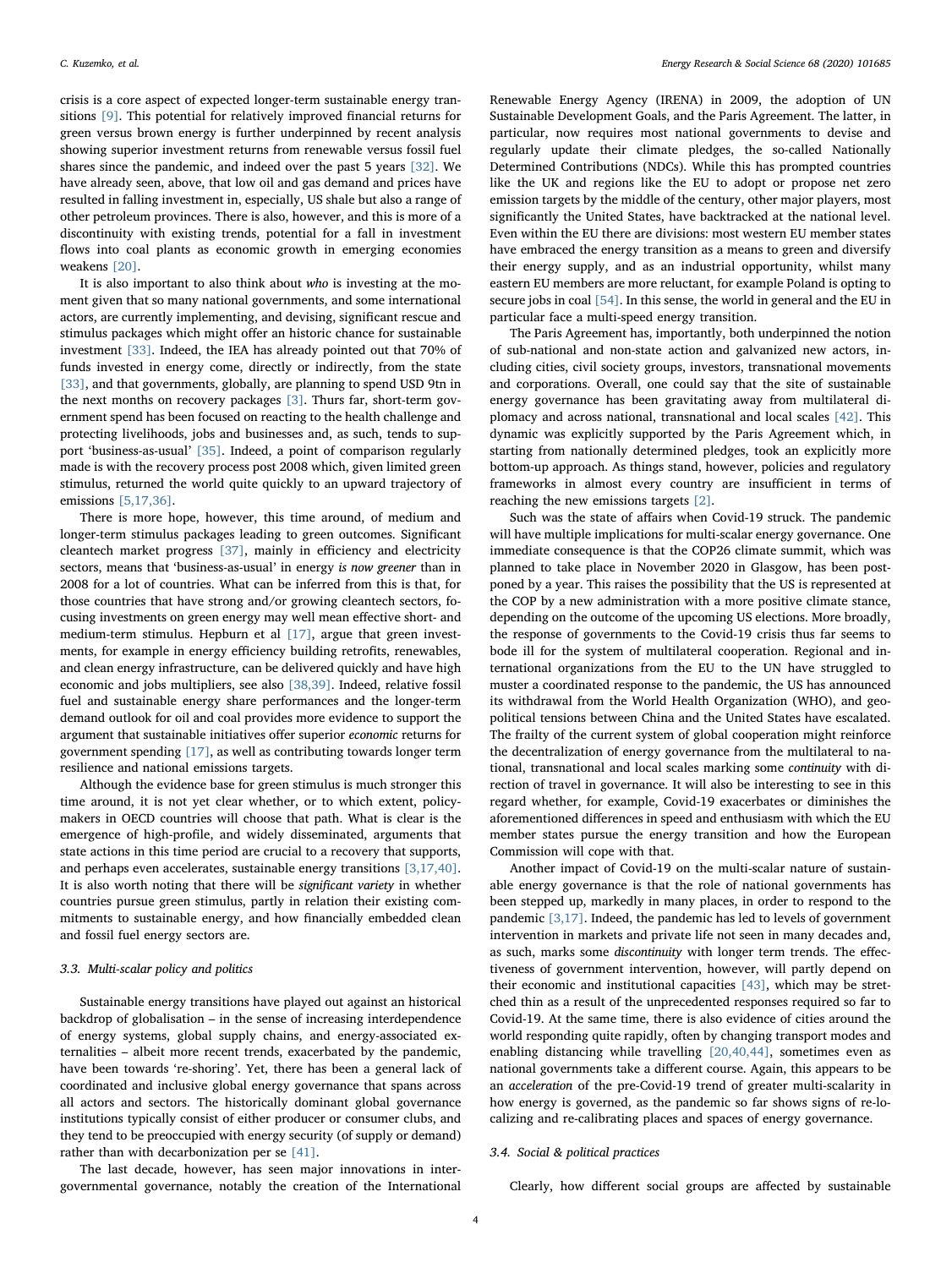crisis is a core aspect of expected longer-term sustainable energy transitions [9]. This potential for relatively improved financial returns for green versus brown energy is further underpinned by recent analysis showing superior investment returns from renewable versus fossil fuel shares since the pandemic, and indeed over the past 5 years [32]. We have already seen, above, that low oil and gas demand and prices have resulted in falling investment in, especially, US shale but also a range of other petroleum provinces. There is also, however, and this is more of a discontinuity with existing trends, potential for a fall in investment flows into coal plants as economic growth in emerging economies weakens [20].

It is also important to also think about *who* is investing at the moment given that so many national governments, and some international actors, are currently implementing, and devising, significant rescue and stimulus packages which might offer an historic chance for sustainable investment [33]. Indeed, the IEA has already pointed out that 70% of funds invested in energy come, directly or indirectly, from the state [33], and that governments, globally, are planning to spend USD 9tn in the next months on recovery packages [3]. Thurs far, short-term government spend has been focused on reacting to the health challenge and protecting livelihoods, jobs and businesses and, as such, tends to support 'business-as-usual' [35]. Indeed, a point of comparison regularly made is with the recovery process post 2008 which, given limited green stimulus, returned the world quite quickly to an upward trajectory of emissions [5,17,36].

There is more hope, however, this time around, of medium and longer-term stimulus packages leading to green outcomes. Significant cleantech market progress [37], mainly in efficiency and electricity sectors, means that 'business-as-usual' in energy *is now greener* than in 2008 for a lot of countries. What can be inferred from this is that, for those countries that have strong and/or growing cleantech sectors, focusing investments on green energy may well mean effective short- and medium-term stimulus. Hepburn et al [17], argue that green investments, for example in energy efficiency building retrofits, renewables, and clean energy infrastructure, can be delivered quickly and have high economic and jobs multipliers, see also [38,39]. Indeed, relative fossil fuel and sustainable energy share performances and the longer-term demand outlook for oil and coal provides more evidence to support the argument that sustainable initiatives offer superior *economic* returns for government spending [17], as well as contributing towards longer term resilience and national emissions targets.

Although the evidence base for green stimulus is much stronger this time around, it is not yet clear whether, or to which extent, policymakers in OECD countries will choose that path. What is clear is the emergence of high-profile, and widely disseminated, arguments that state actions in this time period are crucial to a recovery that supports, and perhaps even accelerates, sustainable energy transitions [3,17,40]. It is also worth noting that there will be *significant variety* in whether countries pursue green stimulus, partly in relation their existing commitments to sustainable energy, and how financially embedded clean and fossil fuel energy sectors are.

### 3.3. Multi-scalar policy and politics

Sustainable energy transitions have played out against an historical backdrop of globalisation – in the sense of increasing interdependence of energy systems, global supply chains, and energy-associated externalities – albeit more recent trends, exacerbated by the pandemic, have been towards 're-shoring'. Yet, there has been a general lack of coordinated and inclusive global energy governance that spans across all actors and sectors. The historically dominant global governance institutions typically consist of either producer or consumer clubs, and they tend to be preoccupied with energy security (of supply or demand) rather than with decarbonization per se [41].

The last decade, however, has seen major innovations in intergovernmental governance, notably the creation of the International Renewable Energy Agency (IRENA) in 2009, the adoption of UN Sustainable Development Goals, and the Paris Agreement. The latter, in particular, now requires most national governments to devise and regularly update their climate pledges, the so-called Nationally Determined Contributions (NDCs). While this has prompted countries like the UK and regions like the EU to adopt or propose net zero emission targets by the middle of the century, other major players, most significantly the United States, have backtracked at the national level. Even within the EU there are divisions: most western EU member states have embraced the energy transition as a means to green and diversify their energy supply, and as an industrial opportunity, whilst many eastern EU members are more reluctant, for example Poland is opting to secure jobs in coal [54]. In this sense, the world in general and the EU in particular face a multi-speed energy transition.

The Paris Agreement has, importantly, both underpinned the notion of sub-national and non-state action and galvanized new actors, including cities, civil society groups, investors, transnational movements and corporations. Overall, one could say that the site of sustainable energy governance has been gravitating away from multilateral diplomacy and across national, transnational and local scales [42]. This dynamic was explicitly supported by the Paris Agreement which, in starting from nationally determined pledges, took an explicitly more bottom-up approach. As things stand, however, policies and regulatory frameworks in almost every country are insufficient in terms of reaching the new emissions targets [2].

Such was the state of affairs when Covid-19 struck. The pandemic will have multiple implications for multi-scalar energy governance. One immediate consequence is that the COP26 climate summit, which was planned to take place in November 2020 in Glasgow, has been postponed by a year. This raises the possibility that the US is represented at the COP by a new administration with a more positive climate stance, depending on the outcome of the upcoming US elections. More broadly, the response of governments to the Covid-19 crisis thus far seems to bode ill for the system of multilateral cooperation. Regional and international organizations from the EU to the UN have struggled to muster a coordinated response to the pandemic, the US has announced its withdrawal from the World Health Organization (WHO), and geopolitical tensions between China and the United States have escalated. The frailty of the current system of global cooperation might reinforce the decentralization of energy governance from the multilateral to national, transnational and local scales marking some *continuity* with direction of travel in governance. It will also be interesting to see in this regard whether, for example, Covid-19 exacerbates or diminishes the aforementioned differences in speed and enthusiasm with which the EU member states pursue the energy transition and how the European Commission will cope with that.

Another impact of Covid-19 on the multi-scalar nature of sustainable energy governance is that the role of national governments has been stepped up, markedly in many places, in order to respond to the pandemic [3,17]. Indeed, the pandemic has led to levels of government intervention in markets and private life not seen in many decades and, as such, marks some *discontinuity* with longer term trends. The effectiveness of government intervention, however, will partly depend on their economic and institutional capacities [43], which may be stretched thin as a result of the unprecedented responses required so far to Covid-19. At the same time, there is also evidence of cities around the world responding quite rapidly, often by changing transport modes and enabling distancing while travelling [20,40,44], sometimes even as national governments take a different course. Again, this appears to be an *acceleration* of the pre-Covid-19 trend of greater multi-scalarity in how energy is governed, as the pandemic so far shows signs of re-localizing and re-calibrating places and spaces of energy governance.

### 3.4. Social & political practices

Clearly, how different social groups are affected by sustainable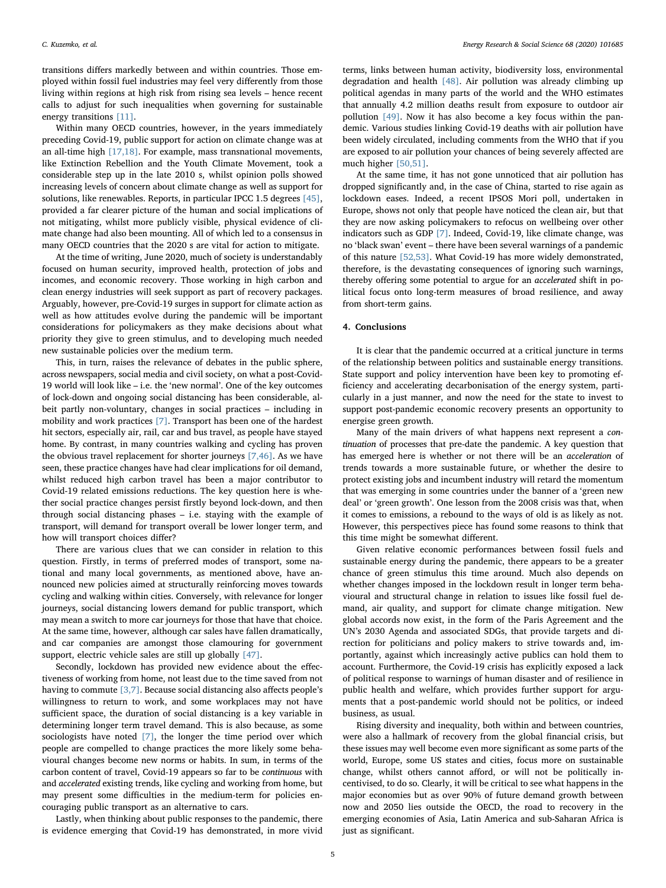transitions differs markedly between and within countries. Those employed within fossil fuel industries may feel very differently from those living within regions at high risk from rising sea levels – hence recent calls to adjust for such inequalities when governing for sustainable energy transitions [11].

Within many OECD countries, however, in the years immediately preceding Covid-19, public support for action on climate change was at an all-time high [17,18]. For example, mass transnational movements, like Extinction Rebellion and the Youth Climate Movement, took a considerable step up in the late 2010 s, whilst opinion polls showed increasing levels of concern about climate change as well as support for solutions, like renewables. Reports, in particular IPCC 1.5 degrees [45], provided a far clearer picture of the human and social implications of not mitigating, whilst more publicly visible, physical evidence of climate change had also been mounting. All of which led to a consensus in many OECD countries that the 2020 s are vital for action to mitigate.

At the time of writing, June 2020, much of society is understandably focused on human security, improved health, protection of jobs and incomes, and economic recovery. Those working in high carbon and clean energy industries will seek support as part of recovery packages. Arguably, however, pre-Covid-19 surges in support for climate action as well as how attitudes evolve during the pandemic will be important considerations for policymakers as they make decisions about what priority they give to green stimulus, and to developing much needed new sustainable policies over the medium term.

This, in turn, raises the relevance of debates in the public sphere, across newspapers, social media and civil society, on what a post-Covid-19 world will look like – i.e. the 'new normal'. One of the key outcomes of lock-down and ongoing social distancing has been considerable, albeit partly non-voluntary, changes in social practices – including in mobility and work practices [7]. Transport has been one of the hardest hit sectors, especially air, rail, car and bus travel, as people have stayed home. By contrast, in many countries walking and cycling has proven the obvious travel replacement for shorter journeys [7,46]. As we have seen, these practice changes have had clear implications for oil demand, whilst reduced high carbon travel has been a major contributor to Covid-19 related emissions reductions. The key question here is whether social practice changes persist firstly beyond lock-down, and then through social distancing phases – i.e. staying with the example of transport, will demand for transport overall be lower longer term, and how will transport choices differ?

There are various clues that we can consider in relation to this question. Firstly, in terms of preferred modes of transport, some national and many local governments, as mentioned above, have announced new policies aimed at structurally reinforcing moves towards cycling and walking within cities. Conversely, with relevance for longer journeys, social distancing lowers demand for public transport, which may mean a switch to more car journeys for those that have that choice. At the same time, however, although car sales have fallen dramatically, and car companies are amongst those clamouring for government support, electric vehicle sales are still up globally [47].

Secondly, lockdown has provided new evidence about the effectiveness of working from home, not least due to the time saved from not having to commute [3,7]. Because social distancing also affects people's willingness to return to work, and some workplaces may not have sufficient space, the duration of social distancing is a key variable in determining longer term travel demand. This is also because, as some sociologists have noted [7], the longer the time period over which people are compelled to change practices the more likely some behavioural changes become new norms or habits. In sum, in terms of the carbon content of travel, Covid-19 appears so far to be *continuous* with and *accelerated* existing trends, like cycling and working from home, but may present some difficulties in the medium-term for policies encouraging public transport as an alternative to cars.

Lastly, when thinking about public responses to the pandemic, there is evidence emerging that Covid-19 has demonstrated, in more vivid terms, links between human activity, biodiversity loss, environmental degradation and health [48]. Air pollution was already climbing up political agendas in many parts of the world and the WHO estimates that annually 4.2 million deaths result from exposure to outdoor air pollution [49]. Now it has also become a key focus within the pandemic. Various studies linking Covid-19 deaths with air pollution have been widely circulated, including comments from the WHO that if you are exposed to air pollution your chances of being severely affected are much higher [50,51].

At the same time, it has not gone unnoticed that air pollution has dropped significantly and, in the case of China, started to rise again as lockdown eases. Indeed, a recent IPSOS Mori poll, undertaken in Europe, shows not only that people have noticed the clean air, but that they are now asking policymakers to refocus on wellbeing over other indicators such as GDP [7]. Indeed, Covid-19, like climate change, was no 'black swan' event – there have been several warnings of a pandemic of this nature [52,53]. What Covid-19 has more widely demonstrated, therefore, is the devastating consequences of ignoring such warnings, thereby offering some potential to argue for an *accelerated* shift in political focus onto long-term measures of broad resilience, and away from short-term gains.

## 4. Conclusions

It is clear that the pandemic occurred at a critical juncture in terms of the relationship between politics and sustainable energy transitions. State support and policy intervention have been key to promoting efficiency and accelerating decarbonisation of the energy system, particularly in a just manner, and now the need for the state to invest to support post-pandemic economic recovery presents an opportunity to energise green growth.

Many of the main drivers of what happens next represent a *continuation* of processes that pre-date the pandemic. A key question that has emerged here is whether or not there will be an *acceleration* of trends towards a more sustainable future, or whether the desire to protect existing jobs and incumbent industry will retard the momentum that was emerging in some countries under the banner of a 'green new deal' or 'green growth'. One lesson from the 2008 crisis was that, when it comes to emissions, a rebound to the ways of old is as likely as not. However, this perspectives piece has found some reasons to think that this time might be somewhat different.

Given relative economic performances between fossil fuels and sustainable energy during the pandemic, there appears to be a greater chance of green stimulus this time around. Much also depends on whether changes imposed in the lockdown result in longer term behavioural and structural change in relation to issues like fossil fuel demand, air quality, and support for climate change mitigation. New global accords now exist, in the form of the Paris Agreement and the UN's 2030 Agenda and associated SDGs, that provide targets and direction for politicians and policy makers to strive towards and, importantly, against which increasingly active publics can hold them to account. Furthermore, the Covid-19 crisis has explicitly exposed a lack of political response to warnings of human disaster and of resilience in public health and welfare, which provides further support for arguments that a post-pandemic world should not be politics, or indeed business, as usual.

Rising diversity and inequality, both within and between countries, were also a hallmark of recovery from the global financial crisis, but these issues may well become even more significant as some parts of the world, Europe, some US states and cities, focus more on sustainable change, whilst others cannot afford, or will not be politically incentivised, to do so. Clearly, it will be critical to see what happens in the major economies but as over 90% of future demand growth between now and 2050 lies outside the OECD, the road to recovery in the emerging economies of Asia, Latin America and sub-Saharan Africa is just as significant.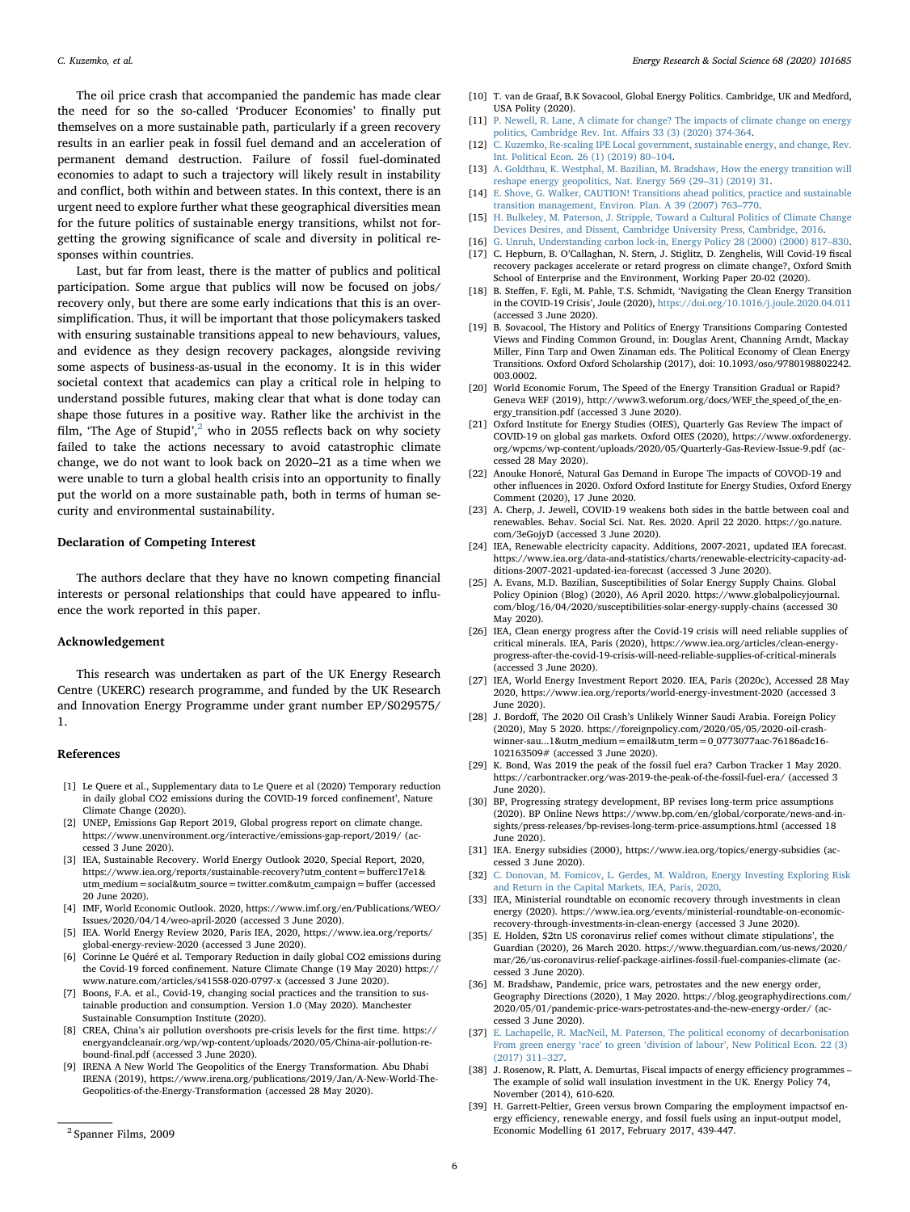The oil price crash that accompanied the pandemic has made clear the need for so the so-called 'Producer Economies' to finally put themselves on a more sustainable path, particularly if a green recovery results in an earlier peak in fossil fuel demand and an acceleration of permanent demand destruction. Failure of fossil fuel-dominated economies to adapt to such a trajectory will likely result in instability and conflict, both within and between states. In this context, there is an urgent need to explore further what these geographical diversities mean for the future politics of sustainable energy transitions, whilst not forgetting the growing significance of scale and diversity in political responses within countries.

Last, but far from least, there is the matter of publics and political participation. Some argue that publics will now be focused on jobs/recovery only, but there are some early indications that this is an oversimplification. Thus, it will be important that those policymakers tasked with ensuring sustainable transitions appeal to new behaviours, values, and evidence as they design recovery packages, alongside reviving some aspects of business-as-usual in the economy. It is in this wider societal context that academics can play a critical role in helping to understand possible futures, making clear that what is done today can shape those futures in a positive way. Rather like the archivist in the film, 'The Age of Stupid',[2] who in 2055 reflects back on why society failed to take the actions necessary to avoid catastrophic climate change, we do not want to look back on 2020–21 as a time when we were unable to turn a global health crisis into an opportunity to finally put the world on a more sustainable path, both in terms of human security and environmental sustainability.

## Declaration of Competing Interest

The authors declare that they have no known competing financial interests or personal relationships that could have appeared to influence the work reported in this paper.

## Acknowledgement

This research was undertaken as part of the UK Energy Research Centre (UKERC) research programme, and funded by the UK Research and Innovation Energy Programme under grant number EP/S029575/1.

## References

[1] Le Quere et al., Supplementary data to Le Quere et al (2020) Temporary reduction in daily global CO2 emissions during the COVID-19 forced confinement', Nature Climate Change (2020).

[2] UNEP, Emissions Gap Report 2019, Global progress report on climate change. https://www.unenvironment.org/interactive/emissions-gap-report/2019/ (accessed 3 June 2020).

[3] IEA, Sustainable Recovery. World Energy Outlook 2020, Special Report, 2020, https://www.iea.org/reports/sustainable-recovery?utm_content=bufferc17e1&utm_medium=social&utm_source=twitter.com&utm_campaign=buffer (accessed 20 June 2020).

[4] IMF, World Economic Outlook. 2020, https://www.imf.org/en/Publications/WEO/Issues/2020/04/14/weo-april-2020 (accessed 3 June 2020).

[5] IEA. World Energy Review 2020, Paris IEA, 2020, https://www.iea.org/reports/global-energy-review-2020 (accessed 3 June 2020).

[6] Corinne Le Quéré et al. Temporary Reduction in daily global CO2 emissions during the Covid-19 forced confinement. Nature Climate Change (19 May 2020) https://www.nature.com/articles/s41558-020-0797-x (accessed 3 June 2020).

[7] Boons, F.A. et al., Covid-19, changing social practices and the transition to sustainable production and consumption. Version 1.0 (May 2020). Manchester Sustainable Consumption Institute (2020).

[8] CREA, China's air pollution overshoots pre-crisis levels for the first time. https://energyandcleanair.org/wp/wp-content/uploads/2020/05/China-air-pollution-rebound-final.pdf (accessed 3 June 2020).

[9] IRENA A New World The Geopolitics of the Energy Transformation. Abu Dhabi IRENA (2019), https://www.irena.org/publications/2019/Jan/A-New-World-The-Geopolitics-of-the-Energy-Transformation (accessed 28 May 2020).

[10] T. van de Graaf, B.K Sovacool, Global Energy Politics. Cambridge, UK and Medford, USA Polity (2020).

[11] P. Newell, R. Lane, A climate for change? The impacts of climate change on energy politics, Cambridge Rev. Int. Affairs 33 (3) (2020) 374-364.

[12] C. Kuzemko, Re-scaling IPE Local government, sustainable energy, and change, Rev. Int. Political Econ. 26 (1) (2019) 80–104.

[13] A. Goldthau, K. Westphal, M. Bazilian, M. Bradshaw, How the energy transition will reshape energy geopolitics, Nat. Energy 569 (29–31) (2019) 31.

[14] E. Shove, G. Walker, CAUTION! Transitions ahead politics, practice and sustainable transition management, Environ. Plan. A 39 (2007) 763–770.

[15] H. Bulkeley, M. Paterson, J. Stripple, Toward a Cultural Politics of Climate Change Devices Desires, and Dissent, Cambridge University Press, Cambridge, 2016.

[16] G. Unruh, Understanding carbon lock-in, Energy Policy 28 (2000) (2000) 817–830.

[17] C. Hepburn, B. O'Callaghan, N. Stern, J. Stiglitz, D. Zenghelis, Will Covid-19 fiscal recovery packages accelerate or retard progress on climate change?, Oxford Smith School of Enterprise and the Environment, Working Paper 20-02 (2020).

[18] B. Steffen, F. Egli, M. Pahle, T.S. Schmidt, 'Navigating the Clean Energy Transition in the COVID-19 Crisis', Joule (2020), https://doi.org/10.1016/j.joule.2020.04.011 (accessed 3 June 2020).

[19] B. Sovacool, The History and Politics of Energy Transitions Comparing Contested Views and Finding Common Ground, in: Douglas Arent, Channing Arndt, Mackay Miller, Finn Tarp and Owen Zinaman eds. The Political Economy of Clean Energy Transitions. Oxford Oxford Scholarship (2017), doi: 10.1093/oso/9780198802242.003.0002.

[20] World Economic Forum, The Speed of the Energy Transition Gradual or Rapid? Geneva WEF (2019), http://www3.weforum.org/docs/WEF_the_speed_of_the_energy_transition.pdf (accessed 3 June 2020).

[21] Oxford Institute for Energy Studies (OIES), Quarterly Gas Review The impact of COVID-19 on global gas markets. Oxford OIES (2020), https://www.oxfordenergy.org/wpcms/wp-content/uploads/2020/05/Quarterly-Gas-Review-Issue-9.pdf (accessed 28 May 2020).

[22] Anouke Honoré, Natural Gas Demand in Europe The impacts of COVOD-19 and other influences in 2020. Oxford Oxford Institute for Energy Studies, Oxford Energy Comment (2020), 17 June 2020.

[23] A. Cherp, J. Jewell, COVID-19 weakens both sides in the battle between coal and renewables. Behav. Social Sci. Nat. Res. 2020. April 22 2020. https://go.nature.com/3eGojyD (accessed 3 June 2020).

[24] IEA, Renewable electricity capacity. Additions, 2007-2021, updated IEA forecast. https://www.iea.org/data-and-statistics/charts/renewable-electricity-capacity-additions-2007-2021-updated-iea-forecast (accessed 3 June 2020).

[25] A. Evans, M.D. Bazilian, Susceptibilities of Solar Energy Supply Chains. Global Policy Opinion (Blog) (2020), A6 April 2020. https://www.globalpolicyjournal.com/blog/16/04/2020/susceptibilities-solar-energy-supply-chains (accessed 30 May 2020).

[26] IEA, Clean energy progress after the Covid-19 crisis will need reliable supplies of critical minerals. IEA, Paris (2020), https://www.iea.org/articles/clean-energy-progress-after-the-covid-19-crisis-will-need-reliable-supplies-of-critical-minerals (accessed 3 June 2020).

[27] IEA, World Energy Investment Report 2020. IEA, Paris (2020c), Accessed 28 May 2020, https://www.iea.org/reports/world-energy-investment-2020 (accessed 3 June 2020).

[28] J. Bordoff, The 2020 Oil Crash's Unlikely Winner Saudi Arabia. Foreign Policy (2020), May 5 2020. https://foreignpolicy.com/2020/05/05/2020-oil-crash-winner-sau...1&utm_medium=email&utm_term=0_0773077aac-76186adc16-102163509# (accessed 3 June 2020).

[29] K. Bond, Was 2019 the peak of the fossil fuel era? Carbon Tracker 1 May 2020. https://carbontracker.org/was-2019-the-peak-of-the-fossil-fuel-era/ (accessed 3 June 2020).

[30] BP, Progressing strategy development, BP revises long-term price assumptions (2020). BP Online News https://www.bp.com/en/global/corporate/news-and-insights/press-releases/bp-revises-long-term-price-assumptions.html (accessed 18 June 2020).

[31] IEA. Energy subsidies (2000), https://www.iea.org/topics/energy-subsidies (accessed 3 June 2020).

[32] C. Donovan, M. Fomicov, L. Gerdes, M. Waldron, Energy Investing Exploring Risk and Return in the Capital Markets, IEA, Paris, 2020.

[33] IEA, Ministerial roundtable on economic recovery through investments in clean energy (2020). https://www.iea.org/events/ministerial-roundtable-on-economic-recovery-through-investments-in-clean-energy (accessed 3 June 2020).

[35] E. Holden, $2tn US coronavirus relief comes without climate stipulations', the Guardian (2020), 26 March 2020. https://www.theguardian.com/us-news/2020/mar/26/us-coronavirus-relief-package-airlines-fossil-fuel-companies-climate (accessed 3 June 2020).

[36] M. Bradshaw, Pandemic, price wars, petrostates and the new energy order, Geography Directions (2020), 1 May 2020. https://blog.geographydirections.com/2020/05/01/pandemic-price-wars-petrostates-and-the-new-energy-order/ (accessed 3 June 2020).

[37] E. Lachapelle, R. MacNeil, M. Paterson, The political economy of decarbonisation From green energy 'race' to green 'division of labour', New Political Econ. 22 (3) (2017) 311–327.

[38] J. Rosenow, R. Platt, A. Demurtas, Fiscal impacts of energy efficiency programmes – The example of solid wall insulation investment in the UK. Energy Policy 74, November (2014), 610-620.

[39] H. Garrett-Peltier, Green versus brown Comparing the employment impactsof energy efficiency, renewable energy, and fossil fuels using an input-output model, Economic Modelling 61 2017, February 2017, 439-447.

[2] Spanner Films, 2009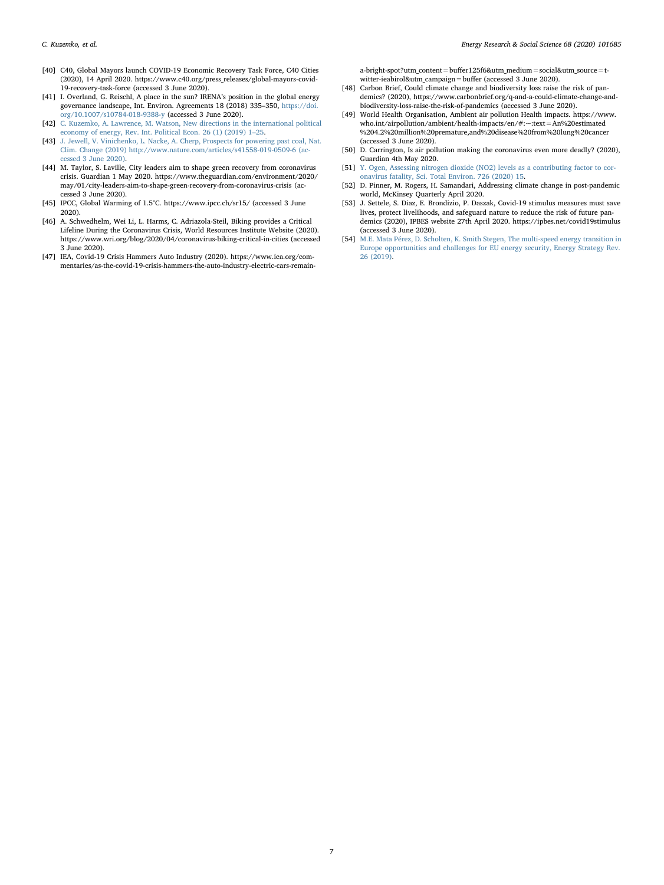[40] C40, Global Mayors launch COVID-19 Economic Recovery Task Force, C40 Cities (2020), 14 April 2020. https://www.c40.org/press_releases/global-mayors-covid-19-recovery-task-force (accessed 3 June 2020).

[41] I. Overland, G. Reischl, A place in the sun? IRENA's position in the global energy governance landscape, Int. Environ. Agreements 18 (2018) 335–350, https://doi.org/10.1007/s10784-018-9388-y (accessed 3 June 2020).

[42] C. Kuzemko, A. Lawrence, M. Watson, New directions in the international political economy of energy, Rev. Int. Political Econ. 26 (1) (2019) 1–25.

[43] J. Jewell, V. Vinichenko, L. Nacke, A. Cherp, Prospects for powering past coal, Nat. Clim. Change (2019) http://www.nature.com/articles/s41558-019-0509-6 (accessed 3 June 2020).

[44] M. Taylor, S. Laville, City leaders aim to shape green recovery from coronavirus crisis. Guardian 1 May 2020. https://www.theguardian.com/environment/2020/may/01/city-leaders-aim-to-shape-green-recovery-from-coronavirus-crisis (accessed 3 June 2020).

[45] IPCC, Global Warming of 1.5°C. https://www.ipcc.ch/sr15/ (accessed 3 June 2020).

[46] A. Schwedhelm, Wei Li, L. Harms, C. Adriazola-Steil, Biking provides a Critical Lifeline During the Coronavirus Crisis, World Resources Institute Website (2020). https://www.wri.org/blog/2020/04/coronavirus-biking-critical-in-cities (accessed 3 June 2020).

[47] IEA, Covid-19 Crisis Hammers Auto Industry (2020). https://www.iea.org/commentaries/as-the-covid-19-crisis-hammers-the-auto-industry-electric-cars-remain-a-bright-spot?utm_content=buffer125f6&utm_medium=social&utm_source=twitter-ieabirol&utm_campaign=buffer (accessed 3 June 2020).

[48] Carbon Brief, Could climate change and biodiversity loss raise the risk of pandemics? (2020), https://www.carbonbrief.org/q-and-a-could-climate-change-and-biodiversity-loss-raise-the-risk-of-pandemics (accessed 3 June 2020).

[49] World Health Organisation, Ambient air pollution Health impacts. https://www.who.int/airpollution/ambient/health-impacts/en/#:~:text=An%20estimated%204.2%20million%20premature,and%20disease%20from%20lung%20cancer (accessed 3 June 2020).

[50] D. Carrington, Is air pollution making the coronavirus even more deadly? (2020), Guardian 4th May 2020.

[51] Y. Ogen, Assessing nitrogen dioxide (NO2) levels as a contributing factor to coronavirus fatality, Sci. Total Environ. 726 (2020) 15.

[52] D. Pinner, M. Rogers, H. Samandari, Addressing climate change in post-pandemic world, McKinsey Quarterly April 2020.

[53] J. Settele, S. Diaz, E. Brondizio, P. Daszak, Covid-19 stimulus measures must save lives, protect livelihoods, and safeguard nature to reduce the risk of future pandemics (2020), IPBES website 27th April 2020. https://ipbes.net/covid19stimulus (accessed 3 June 2020).

[54] M.E. Mata Pérez, D. Scholten, K. Smith Stegen, The multi-speed energy transition in Europe opportunities and challenges for EU energy security, Energy Strategy Rev. 26 (2019).